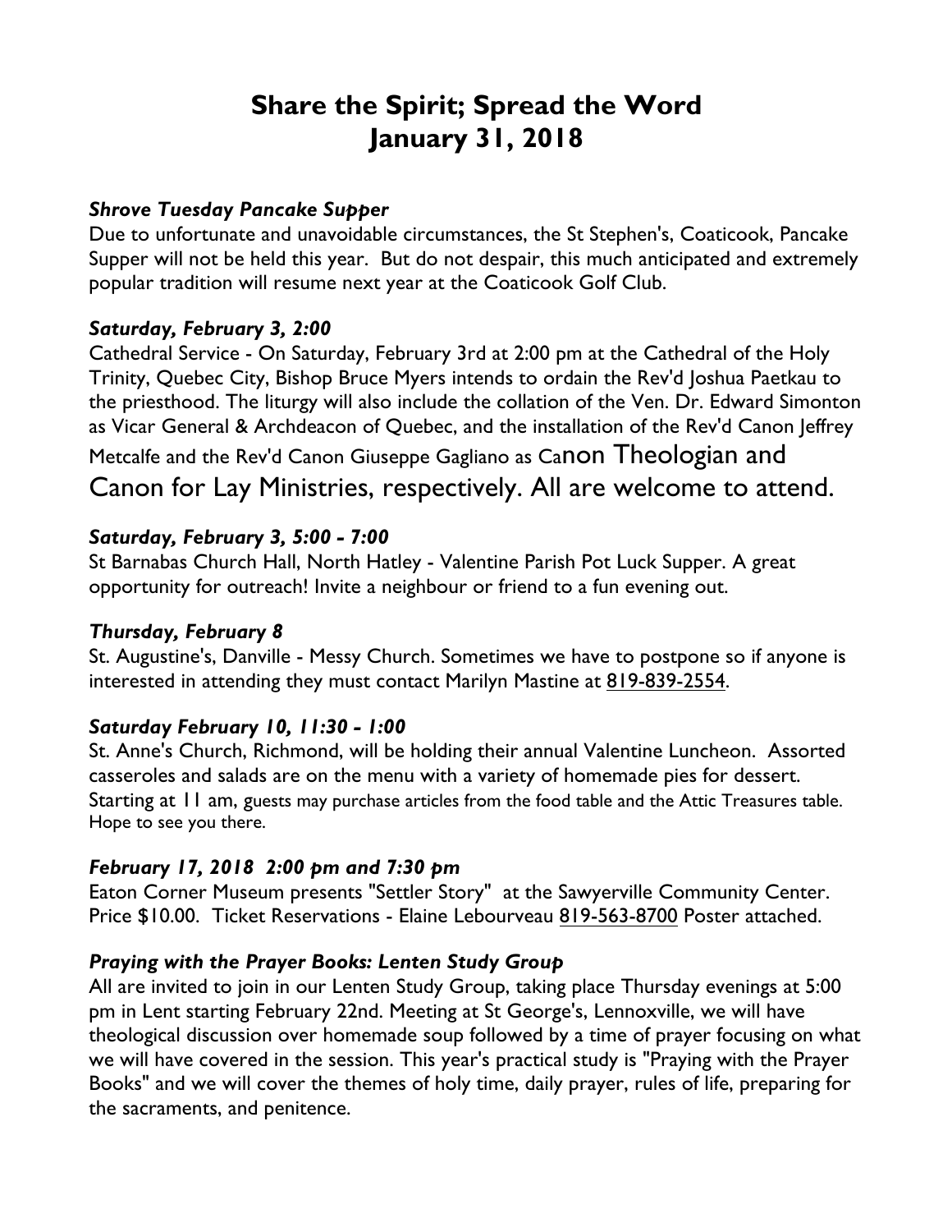# Share the Spirit; Spread the Word
# January 31, 2018

### *Shrove Tuesday Pancake Supper*

Due to unfortunate and unavoidable circumstances, the St Stephen's, Coaticook, Pancake Supper will not be held this year. But do not despair, this much anticipated and extremely popular tradition will resume next year at the Coaticook Golf Club.

### *Saturday, February 3, 2:00*

Cathedral Service - On Saturday, February 3rd at 2:00 pm at the Cathedral of the Holy Trinity, Quebec City, Bishop Bruce Myers intends to ordain the Rev'd Joshua Paetkau to the priesthood. The liturgy will also include the collation of the Ven. Dr. Edward Simonton as Vicar General & Archdeacon of Quebec, and the installation of the Rev'd Canon Jeffrey Metcalfe and the Rev'd Canon Giuseppe Gagliano as Canon Theologian and Canon for Lay Ministries, respectively. All are welcome to attend.

### *Saturday, February 3, 5:00 - 7:00*

St Barnabas Church Hall, North Hatley - Valentine Parish Pot Luck Supper. A great opportunity for outreach! Invite a neighbour or friend to a fun evening out.

### *Thursday, February 8*

St. Augustine's, Danville - Messy Church. Sometimes we have to postpone so if anyone is interested in attending they must contact Marilyn Mastine at 819-839-2554.

### *Saturday February 10, 11:30 - 1:00*

St. Anne's Church, Richmond, will be holding their annual Valentine Luncheon. Assorted casseroles and salads are on the menu with a variety of homemade pies for dessert. Starting at 11 am, guests may purchase articles from the food table and the Attic Treasures table. Hope to see you there.

### *February 17, 2018 2:00 pm and 7:30 pm*

Eaton Corner Museum presents "Settler Story" at the Sawyerville Community Center. Price $10.00. Ticket Reservations - Elaine Lebourveau 819-563-8700 Poster attached.

### *Praying with the Prayer Books: Lenten Study Group*

All are invited to join in our Lenten Study Group, taking place Thursday evenings at 5:00 pm in Lent starting February 22nd. Meeting at St George's, Lennoxville, we will have theological discussion over homemade soup followed by a time of prayer focusing on what we will have covered in the session. This year's practical study is "Praying with the Prayer Books" and we will cover the themes of holy time, daily prayer, rules of life, preparing for the sacraments, and penitence.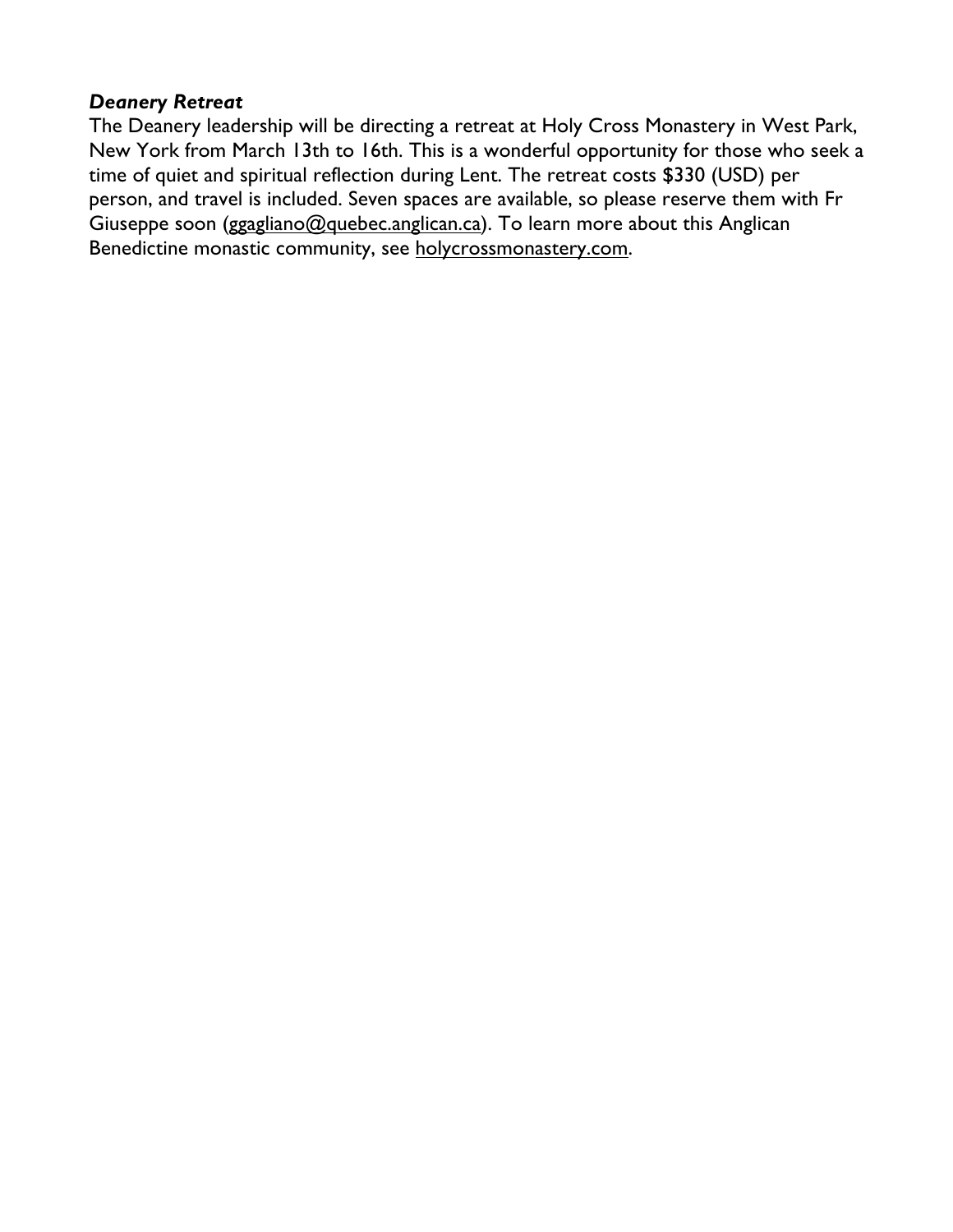***Deanery Retreat***

The Deanery leadership will be directing a retreat at Holy Cross Monastery in West Park, New York from March 13th to 16th. This is a wonderful opportunity for those who seek a time of quiet and spiritual reflection during Lent. The retreat costs $330 (USD) per person, and travel is included. Seven spaces are available, so please reserve them with Fr Giuseppe soon (ggagliano@quebec.anglican.ca). To learn more about this Anglican Benedictine monastic community, see holycrossmonastery.com.